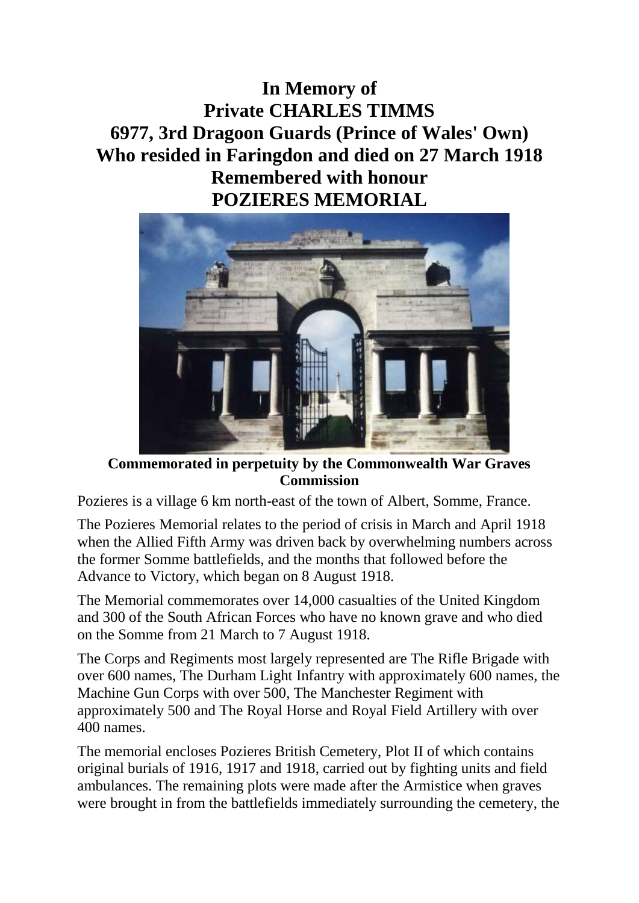# In Memory of
# Private CHARLES TIMMS
# 6977, 3rd Dragoon Guards (Prince of Wales' Own)
# Who resided in Faringdon and died on 27 March 1918
# Remembered with honour
# POZIERES MEMORIAL

**Commemorated in perpetuity by the Commonwealth War Graves Commission**

Pozieres is a village 6 km north-east of the town of Albert, Somme, France.

The Pozieres Memorial relates to the period of crisis in March and April 1918 when the Allied Fifth Army was driven back by overwhelming numbers across the former Somme battlefields, and the months that followed before the Advance to Victory, which began on 8 August 1918.

The Memorial commemorates over 14,000 casualties of the United Kingdom and 300 of the South African Forces who have no known grave and who died on the Somme from 21 March to 7 August 1918.

The Corps and Regiments most largely represented are The Rifle Brigade with over 600 names, The Durham Light Infantry with approximately 600 names, the Machine Gun Corps with over 500, The Manchester Regiment with approximately 500 and The Royal Horse and Royal Field Artillery with over 400 names.

The memorial encloses Pozieres British Cemetery, Plot II of which contains original burials of 1916, 1917 and 1918, carried out by fighting units and field ambulances. The remaining plots were made after the Armistice when graves were brought in from the battlefields immediately surrounding the cemetery, the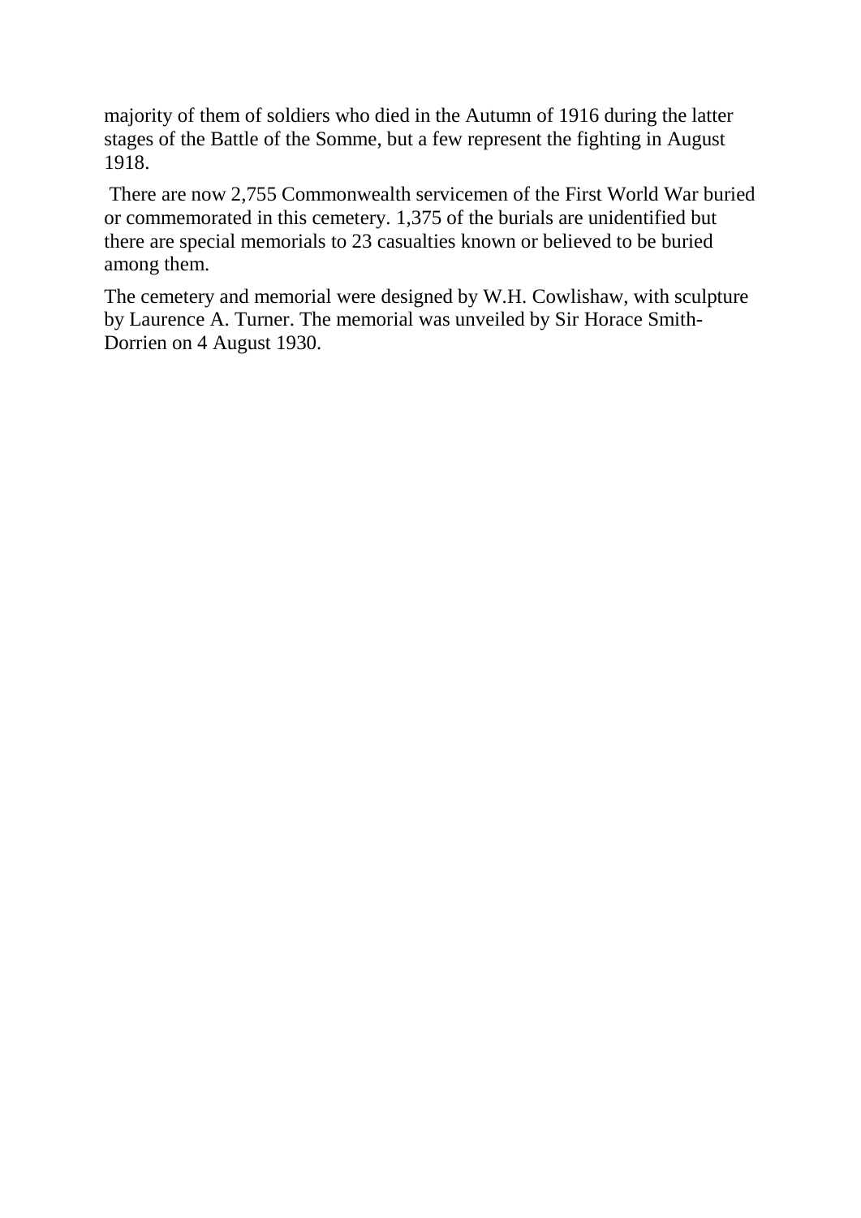majority of them of soldiers who died in the Autumn of 1916 during the latter stages of the Battle of the Somme, but a few represent the fighting in August 1918.

There are now 2,755 Commonwealth servicemen of the First World War buried or commemorated in this cemetery. 1,375 of the burials are unidentified but there are special memorials to 23 casualties known or believed to be buried among them.

The cemetery and memorial were designed by W.H. Cowlishaw, with sculpture by Laurence A. Turner. The memorial was unveiled by Sir Horace Smith-Dorrien on 4 August 1930.